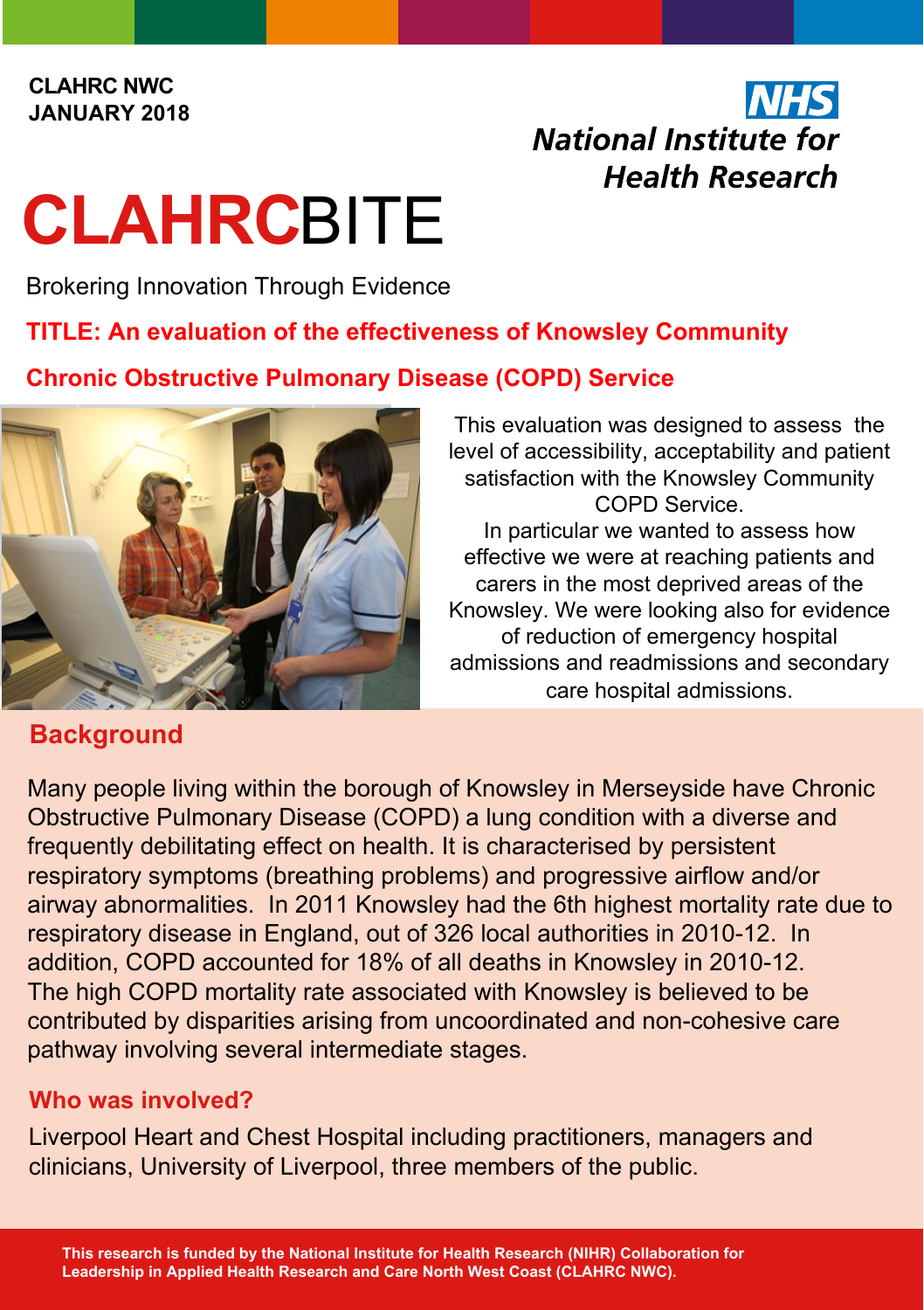**CLAHRC NWC**
**JANUARY 2018**

**NHS**
**National Institute for Health Research**

# CLAHRCBITE

Brokering Innovation Through Evidence

## TITLE: An evaluation of the effectiveness of Knowsley Community Chronic Obstructive Pulmonary Disease (COPD) Service

This evaluation was designed to assess the level of accessibility, acceptability and patient satisfaction with the Knowsley Community COPD Service.

In particular we wanted to assess how effective we were at reaching patients and carers in the most deprived areas of the Knowsley. We were looking also for evidence of reduction of emergency hospital admissions and readmissions and secondary care hospital admissions.

## Background

Many people living within the borough of Knowsley in Merseyside have Chronic Obstructive Pulmonary Disease (COPD) a lung condition with a diverse and frequently debilitating effect on health. It is characterised by persistent respiratory symptoms (breathing problems) and progressive airflow and/or airway abnormalities. In 2011 Knowsley had the 6th highest mortality rate due to respiratory disease in England, out of 326 local authorities in 2010-12. In addition, COPD accounted for 18% of all deaths in Knowsley in 2010-12. The high COPD mortality rate associated with Knowsley is believed to be contributed by disparities arising from uncoordinated and non-cohesive care pathway involving several intermediate stages.

## Who was involved?

Liverpool Heart and Chest Hospital including practitioners, managers and clinicians, University of Liverpool, three members of the public.

**This research is funded by the National Institute for Health Research (NIHR) Collaboration for Leadership in Applied Health Research and Care North West Coast (CLAHRC NWC).**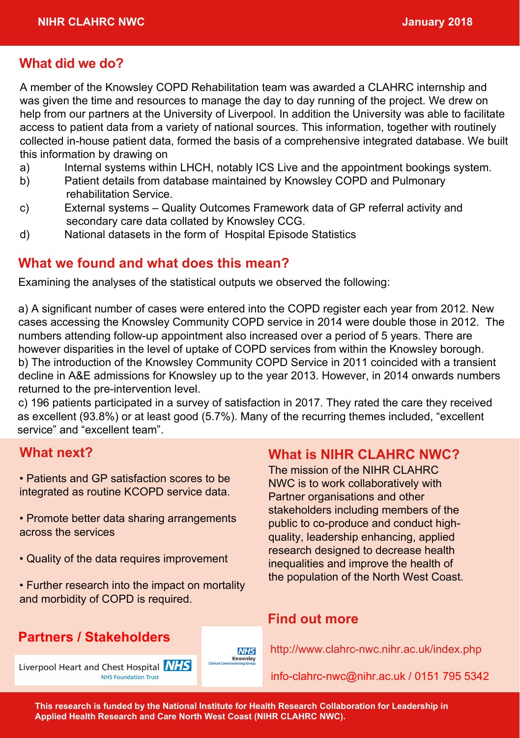## What did we do?

A member of the Knowsley COPD Rehabilitation team was awarded a CLAHRC internship and was given the time and resources to manage the day to day running of the project. We drew on help from our partners at the University of Liverpool. In addition the University was able to facilitate access to patient data from a variety of national sources. This information, together with routinely collected in-house patient data, formed the basis of a comprehensive integrated database. We built this information by drawing on

a) Internal systems within LHCH, notably ICS Live and the appointment bookings system.
b) Patient details from database maintained by Knowsley COPD and Pulmonary rehabilitation Service.
c) External systems – Quality Outcomes Framework data of GP referral activity and secondary care data collated by Knowsley CCG.
d) National datasets in the form of Hospital Episode Statistics

## What we found and what does this mean?

Examining the analyses of the statistical outputs we observed the following:

a) A significant number of cases were entered into the COPD register each year from 2012. New cases accessing the Knowsley Community COPD service in 2014 were double those in 2012. The numbers attending follow-up appointment also increased over a period of 5 years. There are however disparities in the level of uptake of COPD services from within the Knowsley borough.
b) The introduction of the Knowsley Community COPD Service in 2011 coincided with a transient decline in A&E admissions for Knowsley up to the year 2013. However, in 2014 onwards numbers returned to the pre-intervention level.
c) 196 patients participated in a survey of satisfaction in 2017. They rated the care they received as excellent (93.8%) or at least good (5.7%). Many of the recurring themes included, "excellent service" and "excellent team".

## What next?

- Patients and GP satisfaction scores to be integrated as routine KCOPD service data.
- Promote better data sharing arrangements across the services
- Quality of the data requires improvement
- Further research into the impact on mortality and morbidity of COPD is required.

## Partners / Stakeholders

Liverpool Heart and Chest Hospital NHS Foundation Trust

NHS Knowsley Clinical Commissioning Group

## What is NIHR CLAHRC NWC?

The mission of the NIHR CLAHRC NWC is to work collaboratively with Partner organisations and other stakeholders including members of the public to co-produce and conduct high-quality, leadership enhancing, applied research designed to decrease health inequalities and improve the health of the population of the North West Coast.

## Find out more

http://www.clahrc-nwc.nihr.ac.uk/index.php

info-clahrc-nwc@nihr.ac.uk / 0151 795 5342

**This research is funded by the National Institute for Health Research Collaboration for Leadership in Applied Health Research and Care North West Coast (NIHR CLAHRC NWC).**